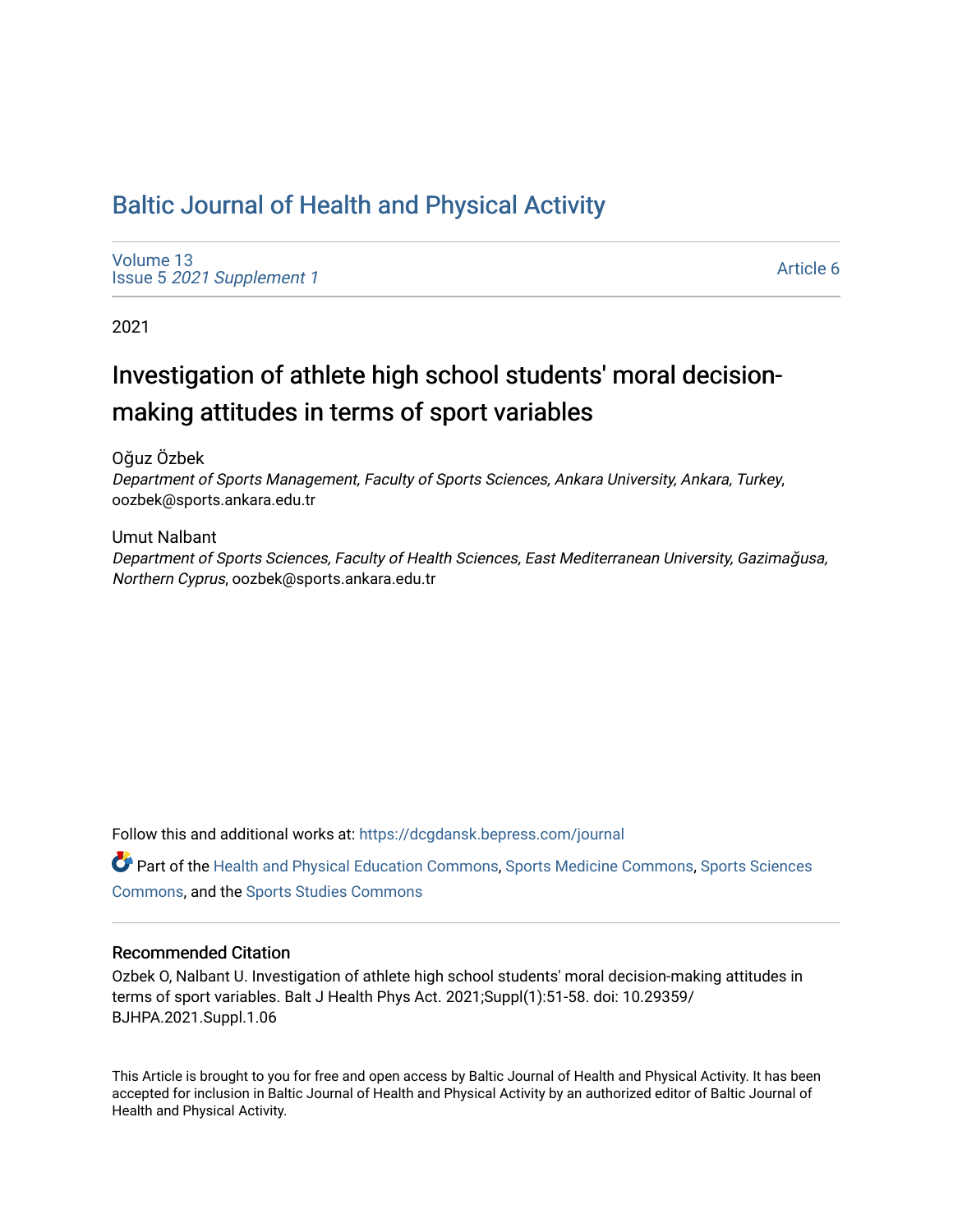# Baltic Journal of Health and Physical Activity

Volume 13
Issue 5 *2021 Supplement 1*

Article 6

2021

## Investigation of athlete high school students' moral decision-making attitudes in terms of sport variables

Oğuz Özbek
*Department of Sports Management, Faculty of Sports Sciences, Ankara University, Ankara, Turkey*, oozbek@sports.ankara.edu.tr

Umut Nalbant
*Department of Sports Sciences, Faculty of Health Sciences, East Mediterranean University, Gazimağusa, Northern Cyprus*, oozbek@sports.ankara.edu.tr

Follow this and additional works at: https://dcgdansk.bepress.com/journal

Part of the Health and Physical Education Commons, Sports Medicine Commons, Sports Sciences Commons, and the Sports Studies Commons

### Recommended Citation

Ozbek O, Nalbant U. Investigation of athlete high school students' moral decision-making attitudes in terms of sport variables. Balt J Health Phys Act. 2021;Suppl(1):51-58. doi: 10.29359/BJHPA.2021.Suppl.1.06

This Article is brought to you for free and open access by Baltic Journal of Health and Physical Activity. It has been accepted for inclusion in Baltic Journal of Health and Physical Activity by an authorized editor of Baltic Journal of Health and Physical Activity.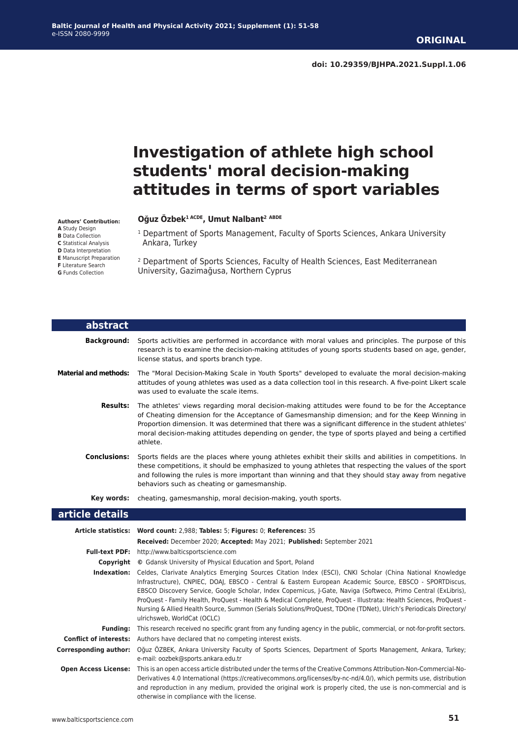ORIGINAL

doi: 10.29359/BJHPA.2021.Suppl.1.06

# Investigation of athlete high school students' moral decision-making attitudes in terms of sport variables

**Authors' Contribution:**
**A** Study Design
**B** Data Collection
**C** Statistical Analysis
**D** Data Interpretation
**E** Manuscript Preparation
**F** Literature Search
**G** Funds Collection

**Oğuz Özbek[1] ACDE, Umut Nalbant[2] ABDE**

[1] Department of Sports Management, Faculty of Sports Sciences, Ankara University Ankara, Turkey

[2] Department of Sports Sciences, Faculty of Health Sciences, East Mediterranean University, Gazimağusa, Northern Cyprus

## abstract

**Background:** Sports activities are performed in accordance with moral values and principles. The purpose of this research is to examine the decision-making attitudes of young sports students based on age, gender, license status, and sports branch type.

**Material and methods:** The "Moral Decision-Making Scale in Youth Sports" developed to evaluate the moral decision-making attitudes of young athletes was used as a data collection tool in this research. A five-point Likert scale was used to evaluate the scale items.

**Results:** The athletes' views regarding moral decision-making attitudes were found to be for the Acceptance of Cheating dimension for the Acceptance of Gamesmanship dimension; and for the Keep Winning in Proportion dimension. It was determined that there was a significant difference in the student athletes' moral decision-making attitudes depending on gender, the type of sports played and being a certified athlete.

**Conclusions:** Sports fields are the places where young athletes exhibit their skills and abilities in competitions. In these competitions, it should be emphasized to young athletes that respecting the values of the sport and following the rules is more important than winning and that they should stay away from negative behaviors such as cheating or gamesmanship.

**Key words:** cheating, gamesmanship, moral decision-making, youth sports.

## article details

**Article statistics:** **Word count:** 2,988; **Tables:** 5; **Figures:** 0; **References:** 35

**Received:** December 2020; **Accepted:** May 2021; **Published:** September 2021

**Full-text PDF:** http://www.balticsportscience.com

**Copyright** © Gdansk University of Physical Education and Sport, Poland

**Indexation:** Celdes, Clarivate Analytics Emerging Sources Citation Index (ESCI), CNKI Scholar (China National Knowledge Infrastructure), CNPIEC, DOAJ, EBSCO - Central & Eastern European Academic Source, EBSCO - SPORTDiscus, EBSCO Discovery Service, Google Scholar, Index Copernicus, J-Gate, Naviga (Softweco, Primo Central (ExLibris), ProQuest - Family Health, ProQuest - Health & Medical Complete, ProQuest - Illustrata: Health Sciences, ProQuest - Nursing & Allied Health Source, Summon (Serials Solutions/ProQuest, TDOne (TDNet), Ulrich's Periodicals Directory/ulrichsweb, WorldCat (OCLC)

**Funding:** This research received no specific grant from any funding agency in the public, commercial, or not-for-profit sectors.

**Conflict of interests:** Authors have declared that no competing interest exists.

**Corresponding author:** Oğuz ÖZBEK, Ankara University Faculty of Sports Sciences, Department of Sports Management, Ankara, Turkey; e-mail: oozbek@sports.ankara.edu.tr

**Open Access License:** This is an open access article distributed under the terms of the Creative Commons Attribution-Non-Commercial-No-Derivatives 4.0 International (https://creativecommons.org/licenses/by-nc-nd/4.0/), which permits use, distribution and reproduction in any medium, provided the original work is properly cited, the use is non-commercial and is otherwise in compliance with the license.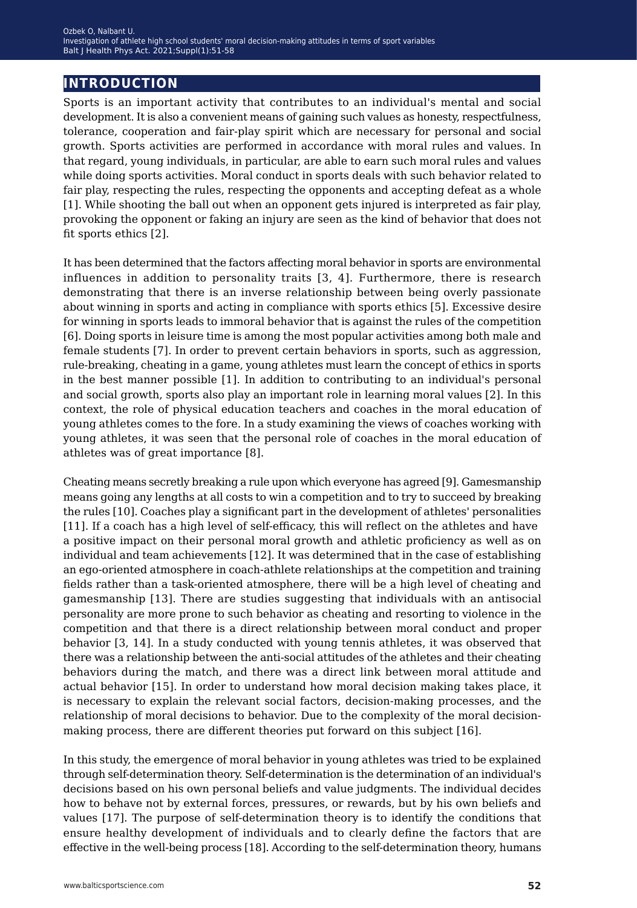## INTRODUCTION

Sports is an important activity that contributes to an individual's mental and social development. It is also a convenient means of gaining such values as honesty, respectfulness, tolerance, cooperation and fair-play spirit which are necessary for personal and social growth. Sports activities are performed in accordance with moral rules and values. In that regard, young individuals, in particular, are able to earn such moral rules and values while doing sports activities. Moral conduct in sports deals with such behavior related to fair play, respecting the rules, respecting the opponents and accepting defeat as a whole [1]. While shooting the ball out when an opponent gets injured is interpreted as fair play, provoking the opponent or faking an injury are seen as the kind of behavior that does not fit sports ethics [2].

It has been determined that the factors affecting moral behavior in sports are environmental influences in addition to personality traits [3, 4]. Furthermore, there is research demonstrating that there is an inverse relationship between being overly passionate about winning in sports and acting in compliance with sports ethics [5]. Excessive desire for winning in sports leads to immoral behavior that is against the rules of the competition [6]. Doing sports in leisure time is among the most popular activities among both male and female students [7]. In order to prevent certain behaviors in sports, such as aggression, rule-breaking, cheating in a game, young athletes must learn the concept of ethics in sports in the best manner possible [1]. In addition to contributing to an individual's personal and social growth, sports also play an important role in learning moral values [2]. In this context, the role of physical education teachers and coaches in the moral education of young athletes comes to the fore. In a study examining the views of coaches working with young athletes, it was seen that the personal role of coaches in the moral education of athletes was of great importance [8].

Cheating means secretly breaking a rule upon which everyone has agreed [9]. Gamesmanship means going any lengths at all costs to win a competition and to try to succeed by breaking the rules [10]. Coaches play a significant part in the development of athletes' personalities [11]. If a coach has a high level of self-efficacy, this will reflect on the athletes and have a positive impact on their personal moral growth and athletic proficiency as well as on individual and team achievements [12]. It was determined that in the case of establishing an ego-oriented atmosphere in coach-athlete relationships at the competition and training fields rather than a task-oriented atmosphere, there will be a high level of cheating and gamesmanship [13]. There are studies suggesting that individuals with an antisocial personality are more prone to such behavior as cheating and resorting to violence in the competition and that there is a direct relationship between moral conduct and proper behavior [3, 14]. In a study conducted with young tennis athletes, it was observed that there was a relationship between the anti-social attitudes of the athletes and their cheating behaviors during the match, and there was a direct link between moral attitude and actual behavior [15]. In order to understand how moral decision making takes place, it is necessary to explain the relevant social factors, decision-making processes, and the relationship of moral decisions to behavior. Due to the complexity of the moral decision-making process, there are different theories put forward on this subject [16].

In this study, the emergence of moral behavior in young athletes was tried to be explained through self-determination theory. Self-determination is the determination of an individual's decisions based on his own personal beliefs and value judgments. The individual decides how to behave not by external forces, pressures, or rewards, but by his own beliefs and values [17]. The purpose of self-determination theory is to identify the conditions that ensure healthy development of individuals and to clearly define the factors that are effective in the well-being process [18]. According to the self-determination theory, humans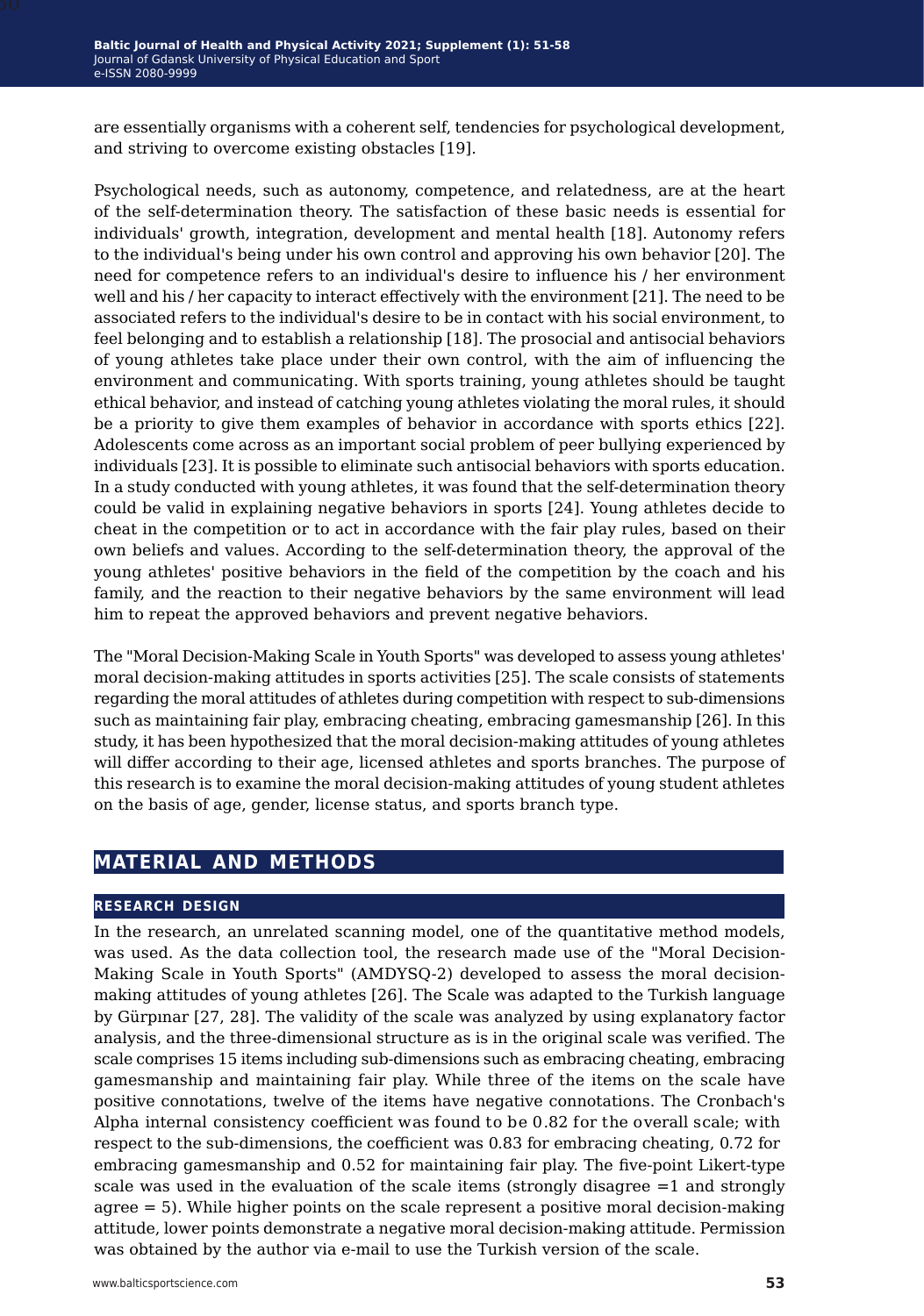are essentially organisms with a coherent self, tendencies for psychological development, and striving to overcome existing obstacles [19].

Psychological needs, such as autonomy, competence, and relatedness, are at the heart of the self-determination theory. The satisfaction of these basic needs is essential for individuals' growth, integration, development and mental health [18]. Autonomy refers to the individual's being under his own control and approving his own behavior [20]. The need for competence refers to an individual's desire to influence his / her environment well and his / her capacity to interact effectively with the environment [21]. The need to be associated refers to the individual's desire to be in contact with his social environment, to feel belonging and to establish a relationship [18]. The prosocial and antisocial behaviors of young athletes take place under their own control, with the aim of influencing the environment and communicating. With sports training, young athletes should be taught ethical behavior, and instead of catching young athletes violating the moral rules, it should be a priority to give them examples of behavior in accordance with sports ethics [22]. Adolescents come across as an important social problem of peer bullying experienced by individuals [23]. It is possible to eliminate such antisocial behaviors with sports education. In a study conducted with young athletes, it was found that the self-determination theory could be valid in explaining negative behaviors in sports [24]. Young athletes decide to cheat in the competition or to act in accordance with the fair play rules, based on their own beliefs and values. According to the self-determination theory, the approval of the young athletes' positive behaviors in the field of the competition by the coach and his family, and the reaction to their negative behaviors by the same environment will lead him to repeat the approved behaviors and prevent negative behaviors.

The "Moral Decision-Making Scale in Youth Sports" was developed to assess young athletes' moral decision-making attitudes in sports activities [25]. The scale consists of statements regarding the moral attitudes of athletes during competition with respect to sub-dimensions such as maintaining fair play, embracing cheating, embracing gamesmanship [26]. In this study, it has been hypothesized that the moral decision-making attitudes of young athletes will differ according to their age, licensed athletes and sports branches. The purpose of this research is to examine the moral decision-making attitudes of young student athletes on the basis of age, gender, license status, and sports branch type.

## MATERIAL AND METHODS

### RESEARCH DESIGN

In the research, an unrelated scanning model, one of the quantitative method models, was used. As the data collection tool, the research made use of the "Moral Decision-Making Scale in Youth Sports" (AMDYSQ-2) developed to assess the moral decision-making attitudes of young athletes [26]. The Scale was adapted to the Turkish language by Gürpınar [27, 28]. The validity of the scale was analyzed by using explanatory factor analysis, and the three-dimensional structure as is in the original scale was verified. The scale comprises 15 items including sub-dimensions such as embracing cheating, embracing gamesmanship and maintaining fair play. While three of the items on the scale have positive connotations, twelve of the items have negative connotations. The Cronbach's Alpha internal consistency coefficient was found to be 0.82 for the overall scale; with respect to the sub-dimensions, the coefficient was 0.83 for embracing cheating, 0.72 for embracing gamesmanship and 0.52 for maintaining fair play. The five-point Likert-type scale was used in the evaluation of the scale items (strongly disagree =1 and strongly agree = 5). While higher points on the scale represent a positive moral decision-making attitude, lower points demonstrate a negative moral decision-making attitude. Permission was obtained by the author via e-mail to use the Turkish version of the scale.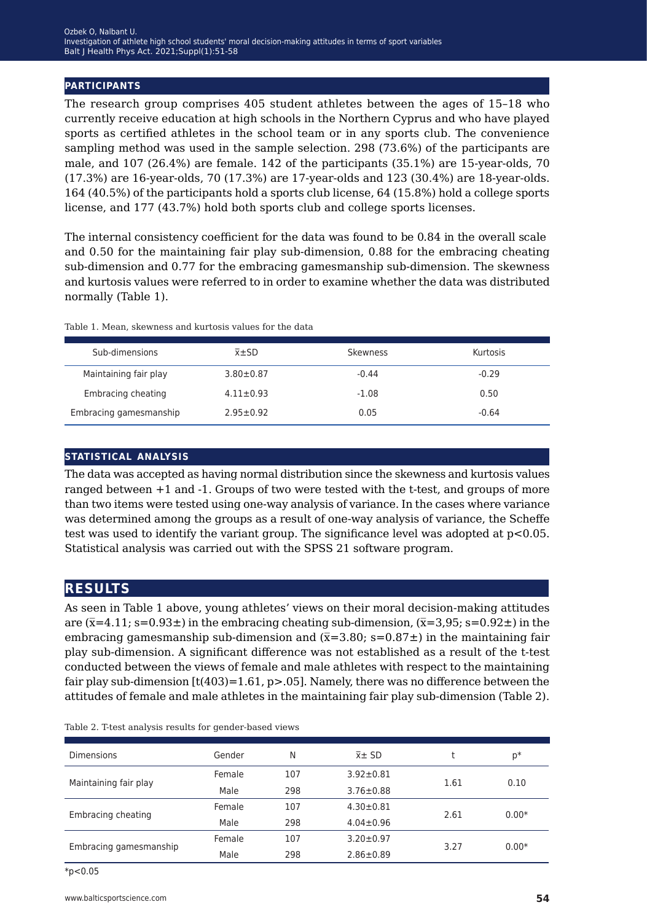## PARTICIPANTS

The research group comprises 405 student athletes between the ages of 15–18 who currently receive education at high schools in the Northern Cyprus and who have played sports as certified athletes in the school team or in any sports club. The convenience sampling method was used in the sample selection. 298 (73.6%) of the participants are male, and 107 (26.4%) are female. 142 of the participants (35.1%) are 15-year-olds, 70 (17.3%) are 16-year-olds, 70 (17.3%) are 17-year-olds and 123 (30.4%) are 18-year-olds. 164 (40.5%) of the participants hold a sports club license, 64 (15.8%) hold a college sports license, and 177 (43.7%) hold both sports club and college sports licenses.

The internal consistency coefficient for the data was found to be 0.84 in the overall scale and 0.50 for the maintaining fair play sub-dimension, 0.88 for the embracing cheating sub-dimension and 0.77 for the embracing gamesmanship sub-dimension. The skewness and kurtosis values were referred to in order to examine whether the data was distributed normally (Table 1).

Table 1. Mean, skewness and kurtosis values for the data

| Sub-dimensions | $\bar{x}$±SD | Skewness | Kurtosis |
|---|---|---|---|
| Maintaining fair play | 3.80±0.87 | -0.44 | -0.29 |
| Embracing cheating | 4.11±0.93 | -1.08 | 0.50 |
| Embracing gamesmanship | 2.95±0.92 | 0.05 | -0.64 |

## STATISTICAL ANALYSIS

The data was accepted as having normal distribution since the skewness and kurtosis values ranged between +1 and -1. Groups of two were tested with the t-test, and groups of more than two items were tested using one-way analysis of variance. In the cases where variance was determined among the groups as a result of one-way analysis of variance, the Scheffe test was used to identify the variant group. The significance level was adopted at $p<0.05$. Statistical analysis was carried out with the SPSS 21 software program.

# RESULTS

As seen in Table 1 above, young athletes' views on their moral decision-making attitudes are ($\bar{x}$=4.11; s=0.93±) in the embracing cheating sub-dimension, ($\bar{x}$=3,95; s=0.92±) in the embracing gamesmanship sub-dimension and ($\bar{x}$=3.80; s=0.87±) in the maintaining fair play sub-dimension. A significant difference was not established as a result of the t-test conducted between the views of female and male athletes with respect to the maintaining fair play sub-dimension [$t(403)=1.61$, $p>.05$]. Namely, there was no difference between the attitudes of female and male athletes in the maintaining fair play sub-dimension (Table 2).

Table 2. T-test analysis results for gender-based views

| Dimensions | Gender | N | $\bar{x}$± SD | t | p* |
|---|---|---|---|---|---|
| Maintaining fair play | Female | 107 | 3.92±0.81 | 1.61 | 0.10 |
| | Male | 298 | 3.76±0.88 | | |
| Embracing cheating | Female | 107 | 4.30±0.81 | 2.61 | 0.00* |
| | Male | 298 | 4.04±0.96 | | |
| Embracing gamesmanship | Female | 107 | 3.20±0.97 | 3.27 | 0.00* |
| | Male | 298 | 2.86±0.89 | | |

*p<0.05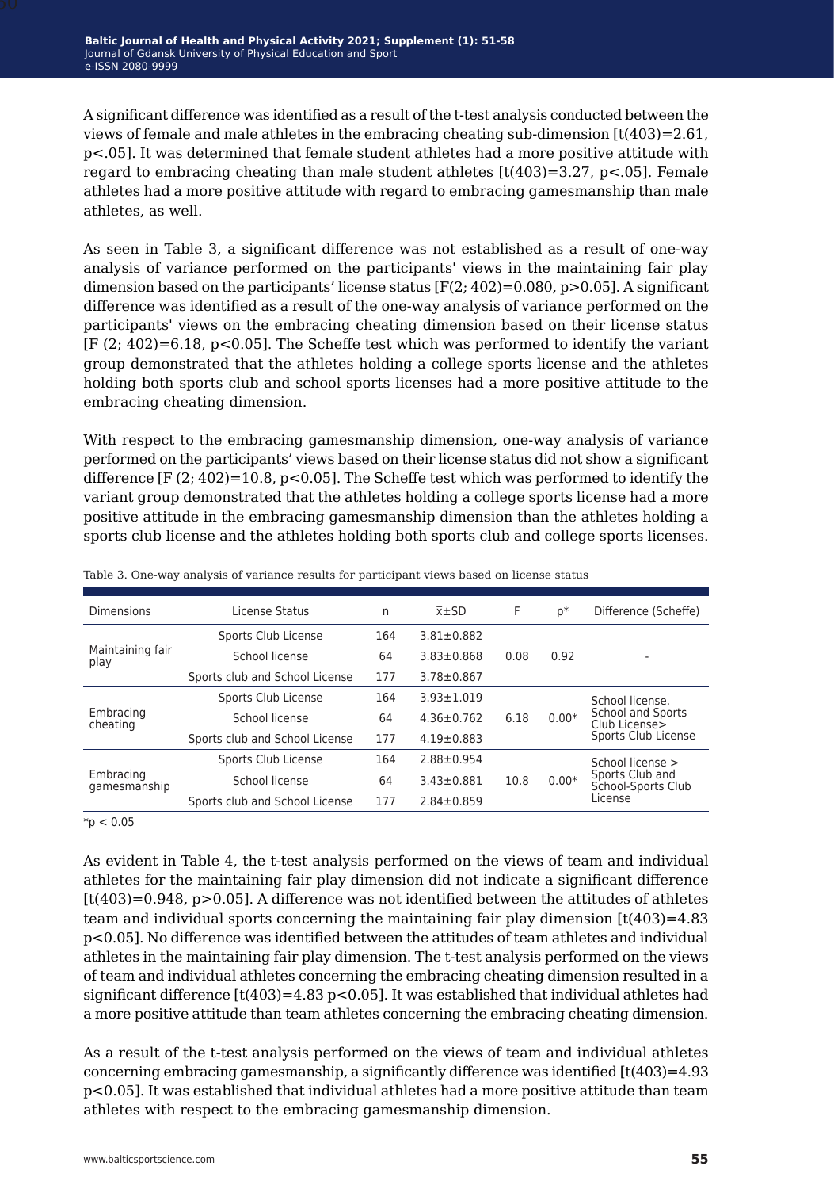A significant difference was identified as a result of the t-test analysis conducted between the views of female and male athletes in the embracing cheating sub-dimension [$t(403)=2.61$, $p<.05$]. It was determined that female student athletes had a more positive attitude with regard to embracing cheating than male student athletes [$t(403)=3.27$, $p<.05$]. Female athletes had a more positive attitude with regard to embracing gamesmanship than male athletes, as well.

As seen in Table 3, a significant difference was not established as a result of one-way analysis of variance performed on the participants' views in the maintaining fair play dimension based on the participants' license status [$F(2; 402)=0.080$, $p>0.05$]. A significant difference was identified as a result of the one-way analysis of variance performed on the participants' views on the embracing cheating dimension based on their license status [$F (2; 402)=6.18$, $p<0.05$]. The Scheffe test which was performed to identify the variant group demonstrated that the athletes holding a college sports license and the athletes holding both sports club and school sports licenses had a more positive attitude to the embracing cheating dimension.

With respect to the embracing gamesmanship dimension, one-way analysis of variance performed on the participants' views based on their license status did not show a significant difference [$F (2; 402)=10.8$, $p<0.05$]. The Scheffe test which was performed to identify the variant group demonstrated that the athletes holding a college sports license had a more positive attitude in the embracing gamesmanship dimension than the athletes holding a sports club license and the athletes holding both sports club and college sports licenses.

Table 3. One-way analysis of variance results for participant views based on license status

| Dimensions | License Status | n | x̄±SD | F | p* | Difference (Scheffe) |
|---|---|---|---|---|---|---|
| Maintaining fair play | Sports Club License | 164 | 3.81±0.882 | 0.08 | 0.92 | - |
| | School license | 64 | 3.83±0.868 | | | |
| | Sports club and School License | 177 | 3.78±0.867 | | | |
| Embracing cheating | Sports Club License | 164 | 3.93±1.019 | 6.18 | 0.00* | School license. School and Sports Club License> Sports Club License |
| | School license | 64 | 4.36±0.762 | | | |
| | Sports club and School License | 177 | 4.19±0.883 | | | |
| Embracing gamesmanship | Sports Club License | 164 | 2.88±0.954 | 10.8 | 0.00* | School license > Sports Club and School-Sports Club License |
| | School license | 64 | 3.43±0.881 | | | |
| | Sports club and School License | 177 | 2.84±0.859 | | | |

*$p < 0.05$

As evident in Table 4, the t-test analysis performed on the views of team and individual athletes for the maintaining fair play dimension did not indicate a significant difference [$t(403)=0.948$, $p>0.05$]. A difference was not identified between the attitudes of athletes team and individual sports concerning the maintaining fair play dimension [$t(403)=4.83$ $p<0.05$]. No difference was identified between the attitudes of team athletes and individual athletes in the maintaining fair play dimension. The t-test analysis performed on the views of team and individual athletes concerning the embracing cheating dimension resulted in a significant difference [$t(403)=4.83$ $p<0.05$]. It was established that individual athletes had a more positive attitude than team athletes concerning the embracing cheating dimension.

As a result of the t-test analysis performed on the views of team and individual athletes concerning embracing gamesmanship, a significantly difference was identified [$t(403)=4.93$ $p<0.05$]. It was established that individual athletes had a more positive attitude than team athletes with respect to the embracing gamesmanship dimension.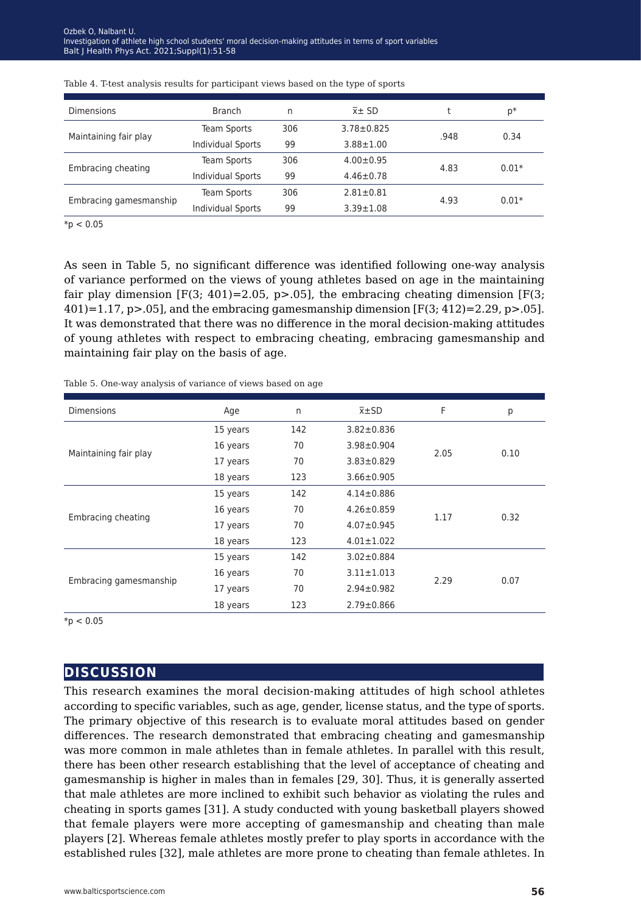Table 4. T-test analysis results for participant views based on the type of sports

| Dimensions | Branch | n | x̄± SD | t | p* |
|---|---|---|---|---|---|
| Maintaining fair play | Team Sports | 306 | 3.78±0.825 | .948 | 0.34 |
| | Individual Sports | 99 | 3.88±1.00 | | |
| Embracing cheating | Team Sports | 306 | 4.00±0.95 | 4.83 | 0.01* |
| | Individual Sports | 99 | 4.46±0.78 | | |
| Embracing gamesmanship | Team Sports | 306 | 2.81±0.81 | 4.93 | 0.01* |
| | Individual Sports | 99 | 3.39±1.08 | | |

*p < 0.05

As seen in Table 5, no significant difference was identified following one-way analysis of variance performed on the views of young athletes based on age in the maintaining fair play dimension [$F(3; 401)=2.05$, $p>.05$], the embracing cheating dimension [$F(3; 401)=1.17$, $p>.05$], and the embracing gamesmanship dimension [$F(3; 412)=2.29$, $p>.05$]. It was demonstrated that there was no difference in the moral decision-making attitudes of young athletes with respect to embracing cheating, embracing gamesmanship and maintaining fair play on the basis of age.

Table 5. One-way analysis of variance of views based on age

| Dimensions | Age | n | x̄±SD | F | p |
|---|---|---|---|---|---|
| Maintaining fair play | 15 years | 142 | 3.82±0.836 | 2.05 | 0.10 |
| | 16 years | 70 | 3.98±0.904 | | |
| | 17 years | 70 | 3.83±0.829 | | |
| | 18 years | 123 | 3.66±0.905 | | |
| Embracing cheating | 15 years | 142 | 4.14±0.886 | 1.17 | 0.32 |
| | 16 years | 70 | 4.26±0.859 | | |
| | 17 years | 70 | 4.07±0.945 | | |
| | 18 years | 123 | 4.01±1.022 | | |
| Embracing gamesmanship | 15 years | 142 | 3.02±0.884 | 2.29 | 0.07 |
| | 16 years | 70 | 3.11±1.013 | | |
| | 17 years | 70 | 2.94±0.982 | | |
| | 18 years | 123 | 2.79±0.866 | | |

*p < 0.05

## DISCUSSION

This research examines the moral decision-making attitudes of high school athletes according to specific variables, such as age, gender, license status, and the type of sports. The primary objective of this research is to evaluate moral attitudes based on gender differences. The research demonstrated that embracing cheating and gamesmanship was more common in male athletes than in female athletes. In parallel with this result, there has been other research establishing that the level of acceptance of cheating and gamesmanship is higher in males than in females [29, 30]. Thus, it is generally asserted that male athletes are more inclined to exhibit such behavior as violating the rules and cheating in sports games [31]. A study conducted with young basketball players showed that female players were more accepting of gamesmanship and cheating than male players [2]. Whereas female athletes mostly prefer to play sports in accordance with the established rules [32], male athletes are more prone to cheating than female athletes. In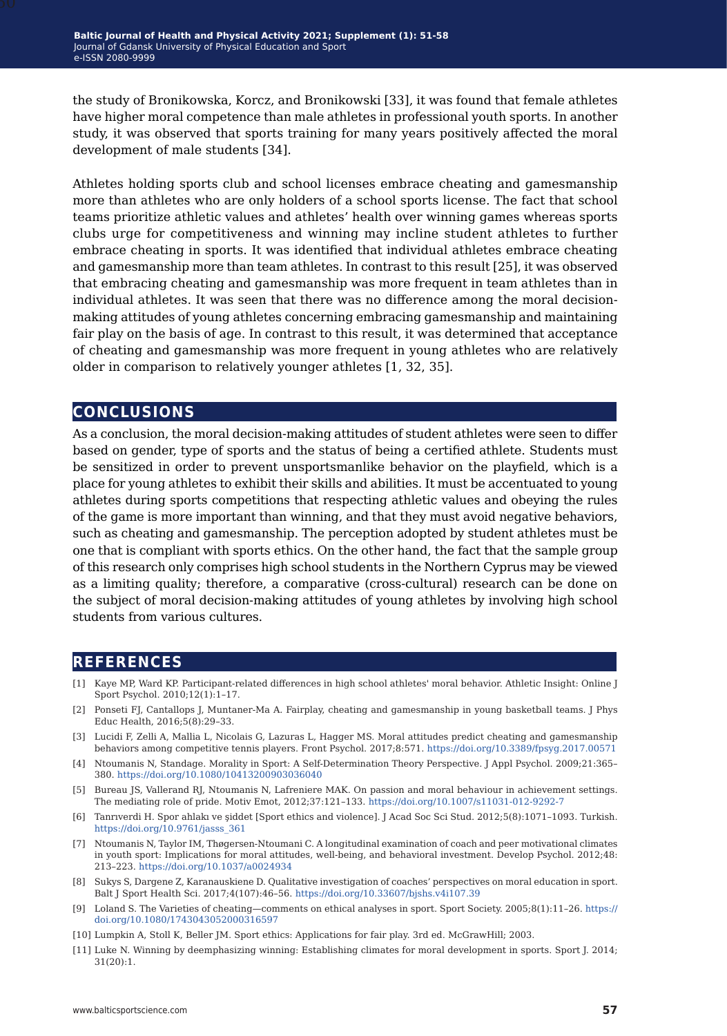the study of Bronikowska, Korcz, and Bronikowski [33], it was found that female athletes have higher moral competence than male athletes in professional youth sports. In another study, it was observed that sports training for many years positively affected the moral development of male students [34].

Athletes holding sports club and school licenses embrace cheating and gamesmanship more than athletes who are only holders of a school sports license. The fact that school teams prioritize athletic values and athletes' health over winning games whereas sports clubs urge for competitiveness and winning may incline student athletes to further embrace cheating in sports. It was identified that individual athletes embrace cheating and gamesmanship more than team athletes. In contrast to this result [25], it was observed that embracing cheating and gamesmanship was more frequent in team athletes than in individual athletes. It was seen that there was no difference among the moral decision-making attitudes of young athletes concerning embracing gamesmanship and maintaining fair play on the basis of age. In contrast to this result, it was determined that acceptance of cheating and gamesmanship was more frequent in young athletes who are relatively older in comparison to relatively younger athletes [1, 32, 35].

## CONCLUSIONS

As a conclusion, the moral decision-making attitudes of student athletes were seen to differ based on gender, type of sports and the status of being a certified athlete. Students must be sensitized in order to prevent unsportsmanlike behavior on the playfield, which is a place for young athletes to exhibit their skills and abilities. It must be accentuated to young athletes during sports competitions that respecting athletic values and obeying the rules of the game is more important than winning, and that they must avoid negative behaviors, such as cheating and gamesmanship. The perception adopted by student athletes must be one that is compliant with sports ethics. On the other hand, the fact that the sample group of this research only comprises high school students in the Northern Cyprus may be viewed as a limiting quality; therefore, a comparative (cross-cultural) research can be done on the subject of moral decision-making attitudes of young athletes by involving high school students from various cultures.

## REFERENCES

[1] Kaye MP, Ward KP. Participant-related differences in high school athletes' moral behavior. Athletic Insight: Online J Sport Psychol. 2010;12(1):1–17.

[2] Ponseti FJ, Cantallops J, Muntaner-Ma A. Fairplay, cheating and gamesmanship in young basketball teams. J Phys Educ Health, 2016;5(8):29–33.

[3] Lucidi F, Zelli A, Mallia L, Nicolais G, Lazuras L, Hagger MS. Moral attitudes predict cheating and gamesmanship behaviors among competitive tennis players. Front Psychol. 2017;8:571. https://doi.org/10.3389/fpsyg.2017.00571

[4] Ntoumanis N, Standage. Morality in Sport: A Self-Determination Theory Perspective. J Appl Psychol. 2009;21:365–380. https://doi.org/10.1080/10413200903036040

[5] Bureau JS, Vallerand RJ, Ntoumanis N, Lafreniere MAK. On passion and moral behaviour in achievement settings. The mediating role of pride. Motiv Emot, 2012;37:121–133. https://doi.org/10.1007/s11031-012-9292-7

[6] Tanrıverdi H. Spor ahlakı ve şiddet [Sport ethics and violence]. J Acad Soc Sci Stud. 2012;5(8):1071–1093. Turkish. https://doi.org/10.9761/jasss_361

[7] Ntoumanis N, Taylor IM, Thøgersen-Ntoumani C. A longitudinal examination of coach and peer motivational climates in youth sport: Implications for moral attitudes, well-being, and behavioral investment. Develop Psychol. 2012;48: 213–223. https://doi.org/10.1037/a0024934

[8] Sukys S, Dargene Z, Karanauskiene D. Qualitative investigation of coaches' perspectives on moral education in sport. Balt J Sport Health Sci. 2017;4(107):46–56. https://doi.org/10.33607/bjshs.v4i107.39

[9] Loland S. The Varieties of cheating—comments on ethical analyses in sport. Sport Society. 2005;8(1):11–26. https://doi.org/10.1080/1743043052000316597

[10] Lumpkin A, Stoll K, Beller JM. Sport ethics: Applications for fair play. 3rd ed. McGrawHill; 2003.

[11] Luke N. Winning by deemphasizing winning: Establishing climates for moral development in sports. Sport J. 2014; 31(20):1.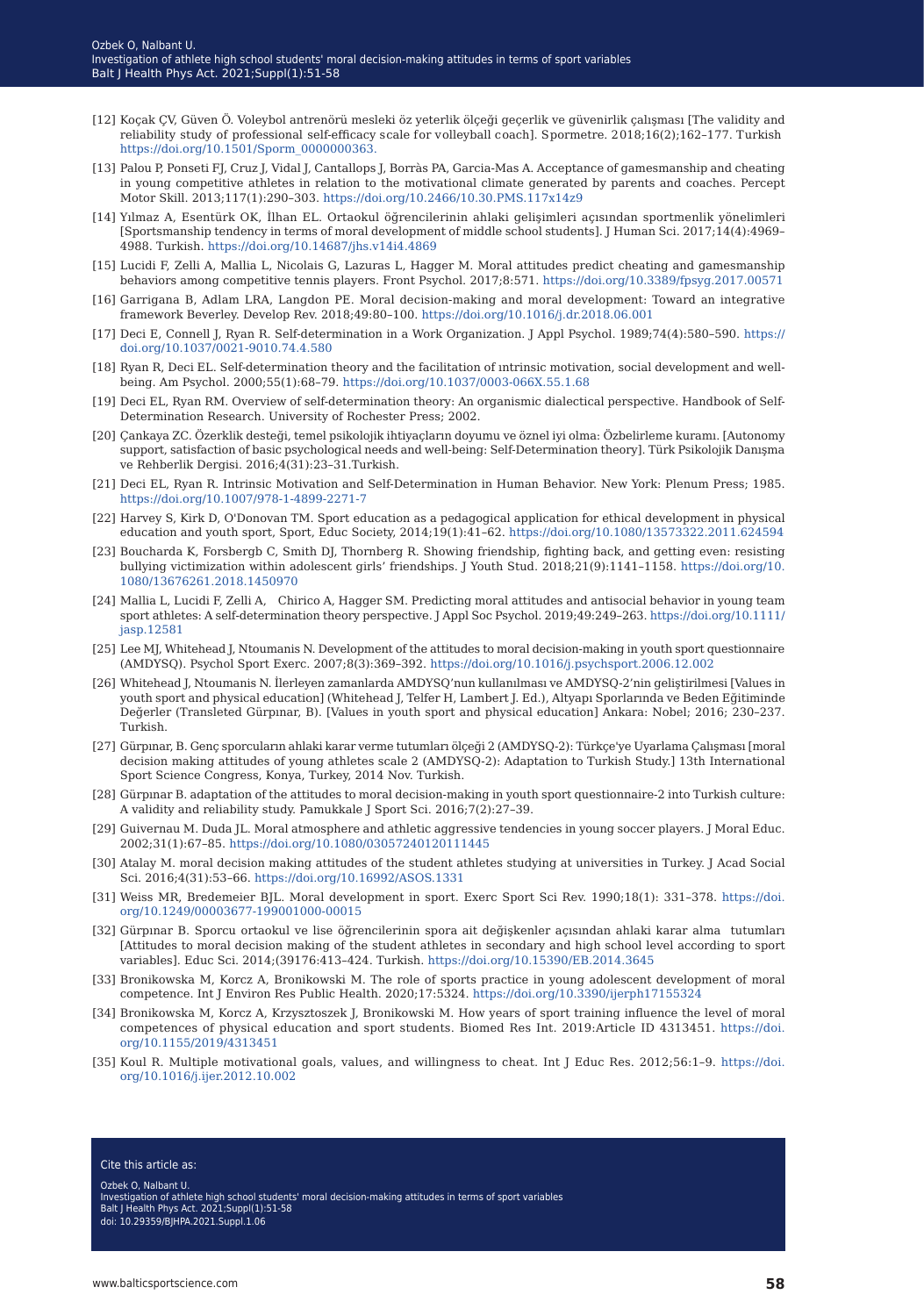[12] Koçak ÇV, Güven Ö. Voleybol antrenörü mesleki öz yeterlik ölçeği geçerlik ve güvenirlik çalışması [The validity and reliability study of professional self-efficacy scale for volleyball coach]. Spormetre. 2018;16(2);162–177. Turkish https://doi.org/10.1501/Sporm_0000000363.

[13] Palou P, Ponseti FJ, Cruz J, Vidal J, Cantallops J, Borràs PA, Garcia-Mas A. Acceptance of gamesmanship and cheating in young competitive athletes in relation to the motivational climate generated by parents and coaches. Percept Motor Skill. 2013;117(1):290–303. https://doi.org/10.2466/10.30.PMS.117x14z9

[14] Yılmaz A, Esentürk OK, İlhan EL. Ortaokul öğrencilerinin ahlaki gelişimleri açısından sportmenlik yönelimleri [Sportsmanship tendency in terms of moral development of middle school students]. J Human Sci. 2017;14(4):4969–4988. Turkish. https://doi.org/10.14687/jhs.v14i4.4869

[15] Lucidi F, Zelli A, Mallia L, Nicolais G, Lazuras L, Hagger M. Moral attitudes predict cheating and gamesmanship behaviors among competitive tennis players. Front Psychol. 2017;8:571. https://doi.org/10.3389/fpsyg.2017.00571

[16] Garrigana B, Adlam LRA, Langdon PE. Moral decision-making and moral development: Toward an integrative framework Beverley. Develop Rev. 2018;49:80–100. https://doi.org/10.1016/j.dr.2018.06.001

[17] Deci E, Connell J, Ryan R. Self-determination in a Work Organization. J Appl Psychol. 1989;74(4):580–590. https://doi.org/10.1037/0021-9010.74.4.580

[18] Ryan R, Deci EL. Self-determination theory and the facilitation of ntrinsic motivation, social development and well-being. Am Psychol. 2000;55(1):68–79. https://doi.org/10.1037/0003-066X.55.1.68

[19] Deci EL, Ryan RM. Overview of self-determination theory: An organismic dialectical perspective. Handbook of Self-Determination Research. University of Rochester Press; 2002.

[20] Çankaya ZC. Özerklik desteği, temel psikolojik ihtiyaçların doyumu ve öznel iyi olma: Özbelirleme kuramı. [Autonomy support, satisfaction of basic psychological needs and well-being: Self-Determination theory]. Türk Psikolojik Danışma ve Rehberlik Dergisi. 2016;4(31):23–31.Turkish.

[21] Deci EL, Ryan R. Intrinsic Motivation and Self-Determination in Human Behavior. New York: Plenum Press; 1985. https://doi.org/10.1007/978-1-4899-2271-7

[22] Harvey S, Kirk D, O'Donovan TM. Sport education as a pedagogical application for ethical development in physical education and youth sport, Sport, Educ Society, 2014;19(1):41–62. https://doi.org/10.1080/13573322.2011.624594

[23] Boucharda K, Forsbergb C, Smith DJ, Thornberg R. Showing friendship, fighting back, and getting even: resisting bullying victimization within adolescent girls' friendships. J Youth Stud. 2018;21(9):1141–1158. https://doi.org/10.1080/13676261.2018.1450970

[24] Mallia L, Lucidi F, Zelli A, Chirico A, Hagger SM. Predicting moral attitudes and antisocial behavior in young team sport athletes: A self-determination theory perspective. J Appl Soc Psychol. 2019;49:249–263. https://doi.org/10.1111/jasp.12581

[25] Lee MJ, Whitehead J, Ntoumanis N. Development of the attitudes to moral decision-making in youth sport questionnaire (AMDYSQ). Psychol Sport Exerc. 2007;8(3):369–392. https://doi.org/10.1016/j.psychsport.2006.12.002

[26] Whitehead J, Ntoumanis N. İlerleyen zamanlarda AMDYSQ'nun kullanılması ve AMDYSQ-2'nin geliştirilmesi [Values in youth sport and physical education] (Whitehead J, Telfer H, Lambert J. Ed.), Altyapı Sporlarında ve Beden Eğitiminde Değerler (Transleted Gürpınar, B). [Values in youth sport and physical education] Ankara: Nobel; 2016; 230–237. Turkish.

[27] Gürpınar, B. Genç sporcuların ahlaki karar verme tutumları ölçeği 2 (AMDYSQ-2): Türkçe'ye Uyarlama Çalışması [moral decision making attitudes of young athletes scale 2 (AMDYSQ-2): Adaptation to Turkish Study.] 13th International Sport Science Congress, Konya, Turkey, 2014 Nov. Turkish.

[28] Gürpınar B. adaptation of the attitudes to moral decision-making in youth sport questionnaire-2 into Turkish culture: A validity and reliability study. Pamukkale J Sport Sci. 2016;7(2):27–39.

[29] Guivernau M. Duda JL. Moral atmosphere and athletic aggressive tendencies in young soccer players. J Moral Educ. 2002;31(1):67–85. https://doi.org/10.1080/03057240120111445

[30] Atalay M. moral decision making attitudes of the student athletes studying at universities in Turkey. J Acad Social Sci. 2016;4(31):53–66. https://doi.org/10.16992/ASOS.1331

[31] Weiss MR, Bredemeier BJL. Moral development in sport. Exerc Sport Sci Rev. 1990;18(1): 331–378. https://doi.org/10.1249/00003677-199001000-00015

[32] Gürpınar B. Sporcu ortaokul ve lise öğrencilerinin spora ait değişkenler açısından ahlaki karar alma tutumları [Attitudes to moral decision making of the student athletes in secondary and high school level according to sport variables]. Educ Sci. 2014;(39176:413–424. Turkish. https://doi.org/10.15390/EB.2014.3645

[33] Bronikowska M, Korcz A, Bronikowski M. The role of sports practice in young adolescent development of moral competence. Int J Environ Res Public Health. 2020;17:5324. https://doi.org/10.3390/ijerph17155324

[34] Bronikowska M, Korcz A, Krzysztoszek J, Bronikowski M. How years of sport training influence the level of moral competences of physical education and sport students. Biomed Res Int. 2019:Article ID 4313451. https://doi.org/10.1155/2019/4313451

[35] Koul R. Multiple motivational goals, values, and willingness to cheat. Int J Educ Res. 2012;56:1–9. https://doi.org/10.1016/j.ijer.2012.10.002

Cite this article as:

Ozbek O, Nalbant U.
Investigation of athlete high school students' moral decision-making attitudes in terms of sport variables
Balt J Health Phys Act. 2021;Suppl(1):51-58
doi: 10.29359/BJHPA.2021.Suppl.1.06